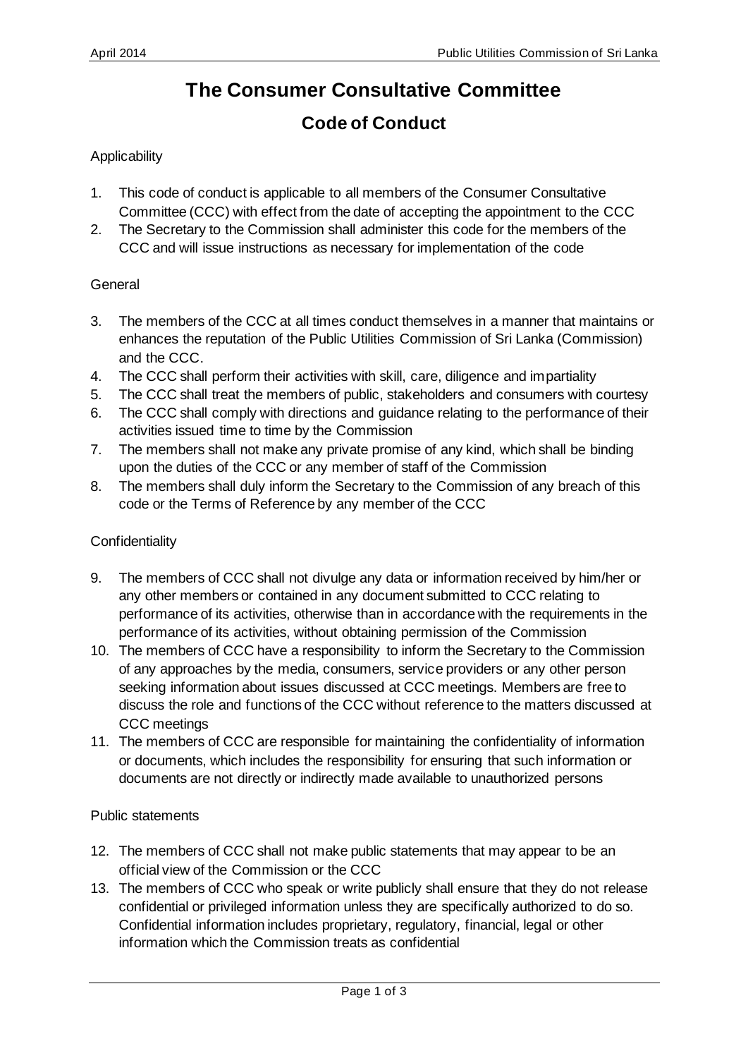# The Consumer Consultative Committee

## Code of Conduct

Applicability

1. This code of conduct is applicable to all members of the Consumer Consultative Committee (CCC) with effect from the date of accepting the appointment to the CCC
2. The Secretary to the Commission shall administer this code for the members of the CCC and will issue instructions as necessary for implementation of the code

General

3. The members of the CCC at all times conduct themselves in a manner that maintains or enhances the reputation of the Public Utilities Commission of Sri Lanka (Commission) and the CCC.
4. The CCC shall perform their activities with skill, care, diligence and impartiality
5. The CCC shall treat the members of public, stakeholders and consumers with courtesy
6. The CCC shall comply with directions and guidance relating to the performance of their activities issued time to time by the Commission
7. The members shall not make any private promise of any kind, which shall be binding upon the duties of the CCC or any member of staff of the Commission
8. The members shall duly inform the Secretary to the Commission of any breach of this code or the Terms of Reference by any member of the CCC

Confidentiality

9. The members of CCC shall not divulge any data or information received by him/her or any other members or contained in any document submitted to CCC relating to performance of its activities, otherwise than in accordance with the requirements in the performance of its activities, without obtaining permission of the Commission
10. The members of CCC have a responsibility to inform the Secretary to the Commission of any approaches by the media, consumers, service providers or any other person seeking information about issues discussed at CCC meetings. Members are free to discuss the role and functions of the CCC without reference to the matters discussed at CCC meetings
11. The members of CCC are responsible for maintaining the confidentiality of information or documents, which includes the responsibility for ensuring that such information or documents are not directly or indirectly made available to unauthorized persons

Public statements

12. The members of CCC shall not make public statements that may appear to be an official view of the Commission or the CCC
13. The members of CCC who speak or write publicly shall ensure that they do not release confidential or privileged information unless they are specifically authorized to do so. Confidential information includes proprietary, regulatory, financial, legal or other information which the Commission treats as confidential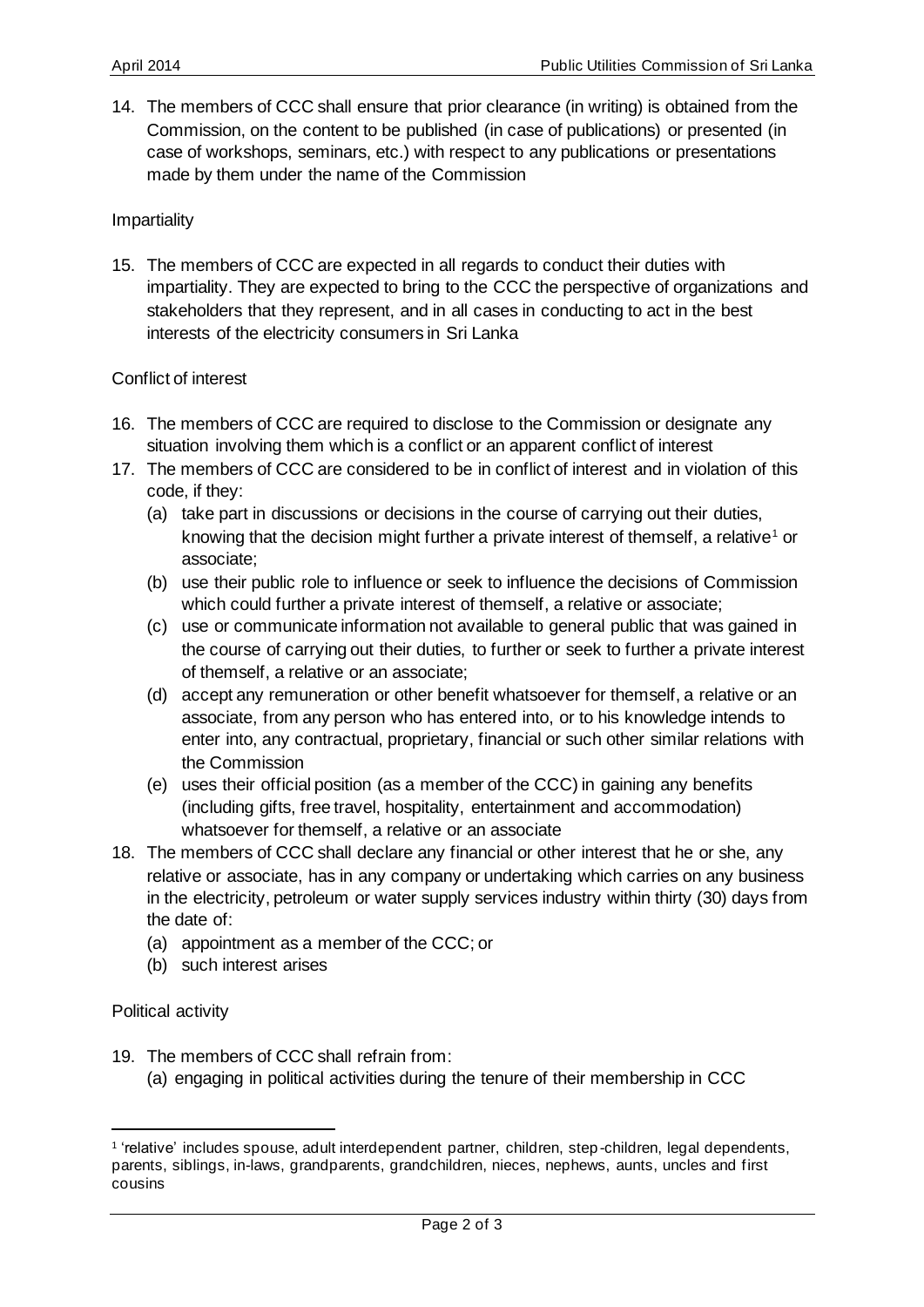14. The members of CCC shall ensure that prior clearance (in writing) is obtained from the Commission, on the content to be published (in case of publications) or presented (in case of workshops, seminars, etc.) with respect to any publications or presentations made by them under the name of the Commission

Impartiality

15. The members of CCC are expected in all regards to conduct their duties with impartiality. They are expected to bring to the CCC the perspective of organizations and stakeholders that they represent, and in all cases in conducting to act in the best interests of the electricity consumers in Sri Lanka

Conflict of interest

16. The members of CCC are required to disclose to the Commission or designate any situation involving them which is a conflict or an apparent conflict of interest
17. The members of CCC are considered to be in conflict of interest and in violation of this code, if they:
    (a) take part in discussions or decisions in the course of carrying out their duties, knowing that the decision might further a private interest of themself, a relative[1] or associate;
    (b) use their public role to influence or seek to influence the decisions of Commission which could further a private interest of themself, a relative or associate;
    (c) use or communicate information not available to general public that was gained in the course of carrying out their duties, to further or seek to further a private interest of themself, a relative or an associate;
    (d) accept any remuneration or other benefit whatsoever for themself, a relative or an associate, from any person who has entered into, or to his knowledge intends to enter into, any contractual, proprietary, financial or such other similar relations with the Commission
    (e) uses their official position (as a member of the CCC) in gaining any benefits (including gifts, free travel, hospitality, entertainment and accommodation) whatsoever for themself, a relative or an associate
18. The members of CCC shall declare any financial or other interest that he or she, any relative or associate, has in any company or undertaking which carries on any business in the electricity, petroleum or water supply services industry within thirty (30) days from the date of:
    (a) appointment as a member of the CCC; or
    (b) such interest arises

Political activity

19. The members of CCC shall refrain from:
    (a) engaging in political activities during the tenure of their membership in CCC

[1] 'relative' includes spouse, adult interdependent partner, children, step-children, legal dependents, parents, siblings, in-laws, grandparents, grandchildren, nieces, nephews, aunts, uncles and first cousins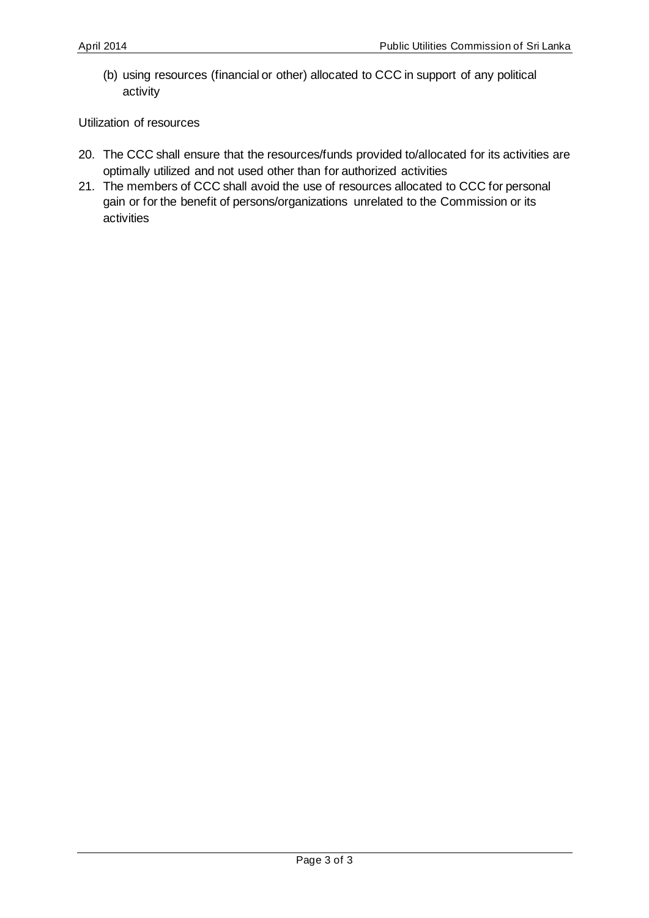(b) using resources (financial or other) allocated to CCC in support of any political activity

Utilization of resources

20. The CCC shall ensure that the resources/funds provided to/allocated for its activities are optimally utilized and not used other than for authorized activities
21. The members of CCC shall avoid the use of resources allocated to CCC for personal gain or for the benefit of persons/organizations unrelated to the Commission or its activities